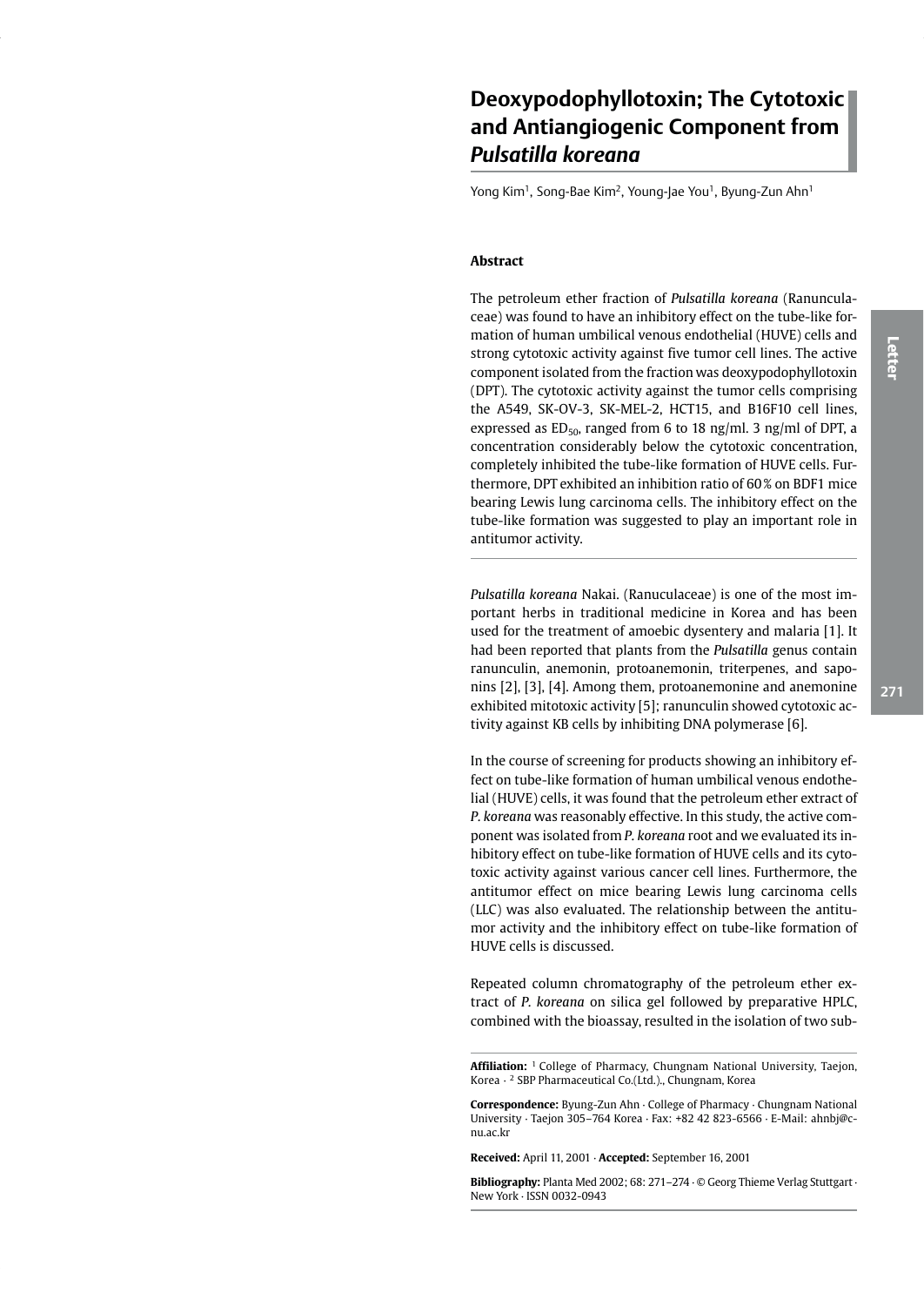# Deoxypodophyllotoxin; The Cytotoxic and Antiangiogenic Component from *Pulsatilla koreana*

Yong Kim[1], Song-Bae Kim[2], Young-Jae You[1], Byung-Zun Ahn[1]

### Abstract

The petroleum ether fraction of *Pulsatilla koreana* (Ranunculaceae) was found to have an inhibitory effect on the tube-like formation of human umbilical venous endothelial (HUVE) cells and strong cytotoxic activity against five tumor cell lines. The active component isolated from the fraction was deoxypodophyllotoxin (DPT). The cytotoxic activity against the tumor cells comprising the A549, SK-OV-3, SK-MEL-2, HCT15, and B16F10 cell lines, expressed as $ED_{50}$, ranged from 6 to 18 ng/ml. 3 ng/ml of DPT, a concentration considerably below the cytotoxic concentration, completely inhibited the tube-like formation of HUVE cells. Furthermore, DPT exhibited an inhibition ratio of 60 % on BDF1 mice bearing Lewis lung carcinoma cells. The inhibitory effect on the tube-like formation was suggested to play an important role in antitumor activity.

*Pulsatilla koreana* Nakai. (Ranuculaceae) is one of the most important herbs in traditional medicine in Korea and has been used for the treatment of amoebic dysentery and malaria [1]. It had been reported that plants from the *Pulsatilla* genus contain ranunculin, anemonin, protoanemonin, triterpenes, and saponins [2], [3], [4]. Among them, protoanemonine and anemonine exhibited mitotoxic activity [5]; ranunculin showed cytotoxic activity against KB cells by inhibiting DNA polymerase [6].

In the course of screening for products showing an inhibitory effect on tube-like formation of human umbilical venous endothelial (HUVE) cells, it was found that the petroleum ether extract of *P. koreana* was reasonably effective. In this study, the active component was isolated from *P. koreana* root and we evaluated its inhibitory effect on tube-like formation of HUVE cells and its cytotoxic activity against various cancer cell lines. Furthermore, the antitumor effect on mice bearing Lewis lung carcinoma cells (LLC) was also evaluated. The relationship between the antitumor activity and the inhibitory effect on tube-like formation of HUVE cells is discussed.

Repeated column chromatography of the petroleum ether extract of *P. koreana* on silica gel followed by preparative HPLC, combined with the bioassay, resulted in the isolation of two sub-

**Affiliation:** [1] College of Pharmacy, Chungnam National University, Taejon, Korea · [2] SBP Pharmaceutical Co.(Ltd.)., Chungnam, Korea

**Correspondence:** Byung-Zun Ahn · College of Pharmacy · Chungnam National University · Taejon 305–764 Korea · Fax: +82 42 823-6566 · E-Mail: ahnbj@cnu.ac.kr

**Received:** April 11, 2001 · **Accepted:** September 16, 2001

**Bibliography:** Planta Med 2002; 68: 271–274 · © Georg Thieme Verlag Stuttgart · New York · ISSN 0032-0943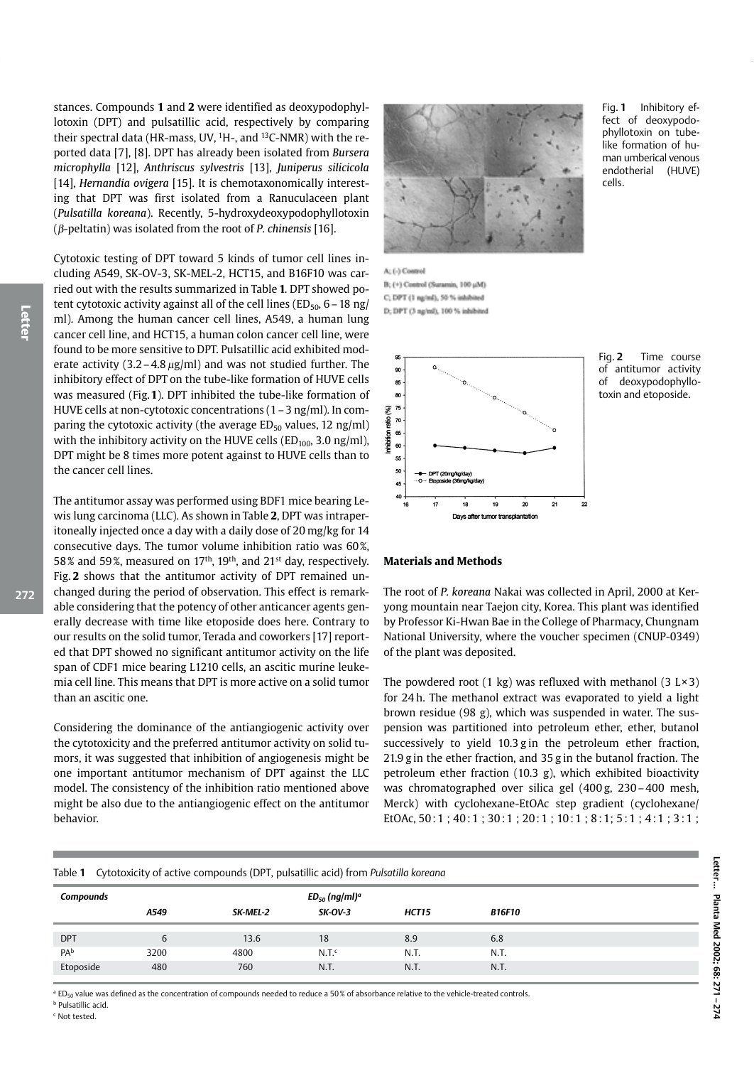stances. Compounds **1** and **2** were identified as deoxypodophyllotoxin (DPT) and pulsatillic acid, respectively by comparing their spectral data (HR-mass, UV, $^{1}$H-, and $^{13}$C-NMR) with the reported data [7], [8]. DPT has already been isolated from *Bursera microphylla* [12], *Anthriscus sylvestris* [13], *Juniperus silicicola* [14], *Hernandia ovigera* [15]. It is chemotaxonomically interesting that DPT was first isolated from a Ranuculaceen plant (*Pulsatilla koreana*). Recently, 5-hydroxydeoxypodophyllotoxin (*β*-peltatin) was isolated from the root of *P. chinensis* [16].

Cytotoxic testing of DPT toward 5 kinds of tumor cell lines including A549, SK-OV-3, SK-MEL-2, HCT15, and B16F10 was carried out with the results summarized in Table **1**. DPT showed potent cytotoxic activity against all of the cell lines ($ED_{50}$, 6 – 18 ng/ml). Among the human cancer cell lines, A549, a human lung cancer cell line, and HCT15, a human colon cancer cell line, were found to be more sensitive to DPT. Pulsatillic acid exhibited moderate activity (3.2 – 4.8 $\mu$g/ml) and was not studied further. The inhibitory effect of DPT on the tube-like formation of HUVE cells was measured (Fig. **1**). DPT inhibited the tube-like formation of HUVE cells at non-cytotoxic concentrations (1 – 3 ng/ml). In comparing the cytotoxic activity (the average $ED_{50}$ values, 12 ng/ml) with the inhibitory activity on the HUVE cells ($ED_{100}$, 3.0 ng/ml), DPT might be 8 times more potent against to HUVE cells than to the cancer cell lines.

The antitumor assay was performed using BDF1 mice bearing Lewis lung carcinoma (LLC). As shown in Table **2**, DPT was intraperitoneally injected once a day with a daily dose of 20 mg/kg for 14 consecutive days. The tumor volume inhibition ratio was 60 %, 58 % and 59 %, measured on 17th, 19th, and 21st day, respectively. Fig. **2** shows that the antitumor activity of DPT remained unchanged during the period of observation. This effect is remarkable considering that the potency of other anticancer agents generally decrease with time like etoposide does here. Contrary to our results on the solid tumor, Terada and coworkers [17] reported that DPT showed no significant antitumor activity on the life span of CDF1 mice bearing L1210 cells, an ascitic murine leukemia cell line. This means that DPT is more active on a solid tumor than an ascitic one.

Considering the dominance of the antiangiogenic activity over the cytotoxicity and the preferred antitumor activity on solid tumors, it was suggested that inhibition of angiogenesis might be one important antitumor mechanism of DPT against the LLC model. The consistency of the inhibition ratio mentioned above might be also due to the antiangiogenic effect on the antitumor behavior.

Fig. **1** Inhibitory effect of deoxypodophyllotoxin on tube-like formation of human umberical venous endothelial (HUVE) cells.

A; (-) Control
B; (+) Control (Suramin, 100 μM)
C; DPT (1 ng/ml), 50 % inhibited
D; DPT (3 ng/ml), 100 % inhibited

Fig. **2** Time course of antitumor activity of deoxypodophyllotoxin and etoposide.

## Materials and Methods

The root of *P. koreana* Nakai was collected in April, 2000 at Keryong mountain near Taejon city, Korea. This plant was identified by Professor Ki-Hwan Bae in the College of Pharmacy, Chungnam National University, where the voucher specimen (CNUP-0349) of the plant was deposited.

The powdered root (1 kg) was refluxed with methanol (3 L × 3) for 24 h. The methanol extract was evaporated to yield a light brown residue (98 g), which was suspended in water. The suspension was partitioned into petroleum ether, ether, butanol successively to yield 10.3 g in the petroleum ether fraction, 21.9 g in the ether fraction, and 35 g in the butanol fraction. The petroleum ether fraction (10.3 g), which exhibited bioactivity was chromatographed over silica gel (400 g, 230 – 400 mesh, Merck) with cyclohexane-EtOAc step gradient (cyclohexane/EtOAc, 50 : 1 ; 40 : 1 ; 30 : 1 ; 20 : 1 ; 10 : 1 ; 8 : 1; 5 : 1 ; 4 : 1 ; 3 : 1 ;

Table **1** Cytotoxicity of active compounds (DPT, pulsatillic acid) from *Pulsatilla koreana*

| *Compounds* | $ED_{50}$ (ng/ml)[a] | | | | |
|---|---|---|---|---|---|
| | *A549* | *SK-MEL-2* | *SK-OV-3* | *HCT15* | *B16F10* |
| DPT | 6 | 13.6 | 18 | 8.9 | 6.8 |
| PA[b] | 3200 | 4800 | N.T.[c] | N.T. | N.T. |
| Etoposide | 480 | 760 | N.T. | N.T. | N.T. |

[a] $ED_{50}$ value was defined as the concentration of compounds needed to reduce a 50 % of absorbance relative to the vehicle-treated controls.
[b] Pulsatillic acid.
[c] Not tested.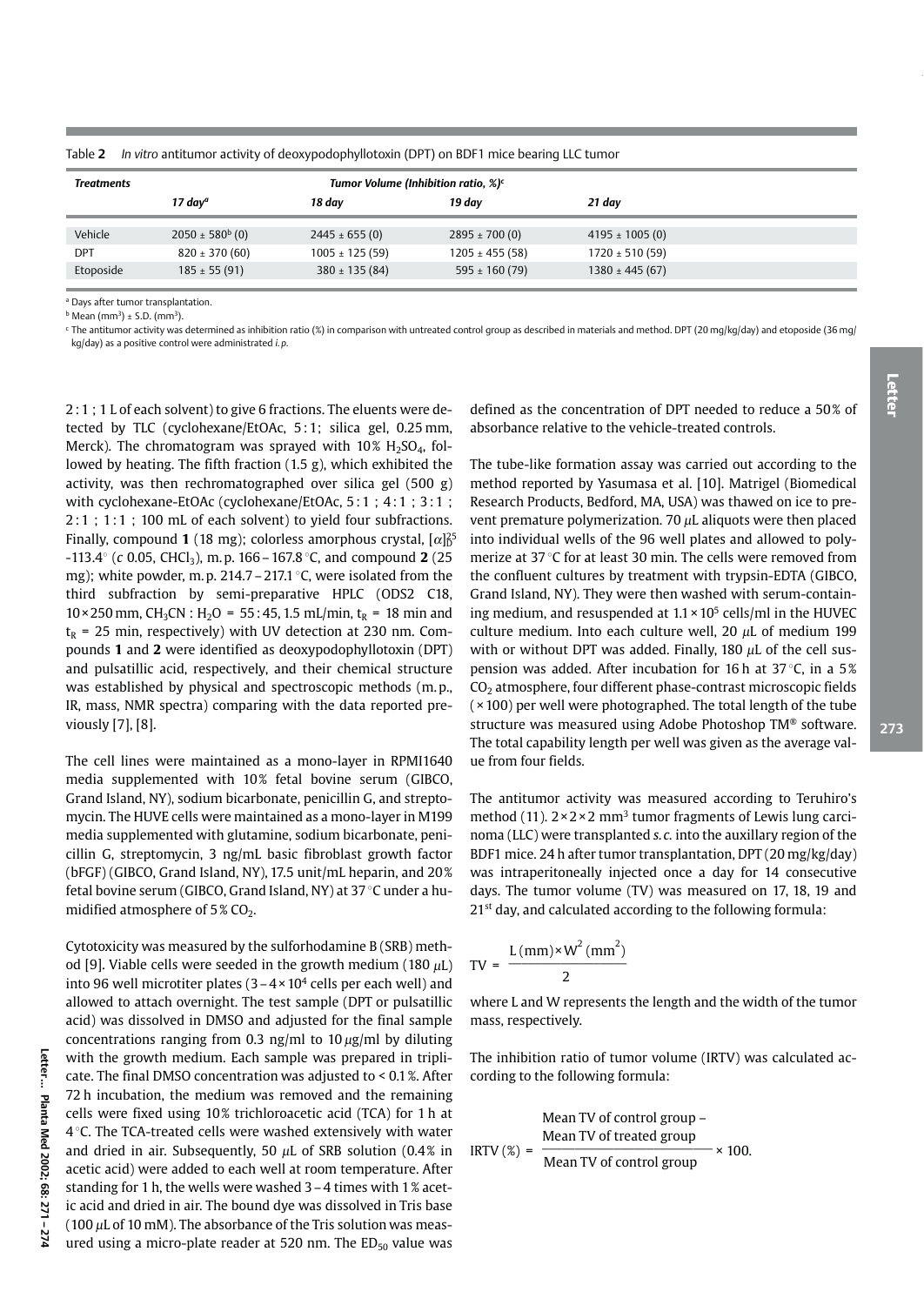Table **2** *In vitro* antitumor activity of deoxypodophyllotoxin (DPT) on BDF1 mice bearing LLC tumor

| ***Treatments*** | ***Tumor Volume (Inhibition ratio, %)***[c] | | | |
|---|---|---|---|---|
| | *17 day*[a] | *18 day* | *19 day* | *21 day* |
| Vehicle | 2050 ± 580[b] (0) | 2445 ± 655 (0) | 2895 ± 700 (0) | 4195 ± 1005 (0) |
| DPT | 820 ± 370 (60) | 1005 ± 125 (59) | 1205 ± 455 (58) | 1720 ± 510 (59) |
| Etoposide | 185 ± 55 (91) | 380 ± 135 (84) | 595 ± 160 (79) | 1380 ± 445 (67) |

[a] Days after tumor transplantation.
[b] Mean ($mm^3$) ± S.D. ($mm^3$).
[c] The antitumor activity was determined as inhibition ratio (%) in comparison with untreated control group as described in materials and method. DPT (20 mg/kg/day) and etoposide (36 mg/kg/day) as a positive control were administrated *i.p.*

2 : 1 ; 1 L of each solvent) to give 6 fractions. The eluents were detected by TLC (cyclohexane/EtOAc, 5 : 1; silica gel, 0.25 mm, Merck). The chromatogram was sprayed with 10% $H_2SO_4$, followed by heating. The fifth fraction (1.5 g), which exhibited the activity, was then rechromatographed over silica gel (500 g) with cyclohexane-EtOAc (cyclohexane/EtOAc, 5 : 1 ; 4 : 1 ; 3 : 1 ; 2 : 1 ; 1 : 1 ; 100 mL of each solvent) to yield four subfractions. Finally, compound **1** (18 mg); colorless amorphous crystal, $[\alpha]_D^{25}$ -113.4° (*c* 0.05, $CHCl_3$), m. p. 166 – 167.8 °C, and compound **2** (25 mg); white powder, m. p. 214.7 – 217.1 °C, were isolated from the third subfraction by semi-preparative HPLC (ODS2 C18, 10 × 250 mm, $CH_3CN$ : $H_2O$ = 55 : 45, 1.5 mL/min, $t_R$ = 18 min and $t_R$ = 25 min, respectively) with UV detection at 230 nm. Compounds **1** and **2** were identified as deoxypodophyllotoxin (DPT) and pulsatillic acid, respectively, and their chemical structure was established by physical and spectroscopic methods (m. p., IR, mass, NMR spectra) comparing with the data reported previously [7], [8].

The cell lines were maintained as a mono-layer in RPMI1640 media supplemented with 10% fetal bovine serum (GIBCO, Grand Island, NY), sodium bicarbonate, penicillin G, and streptomycin. The HUVE cells were maintained as a mono-layer in M199 media supplemented with glutamine, sodium bicarbonate, penicillin G, streptomycin, 3 ng/mL basic fibroblast growth factor (bFGF) (GIBCO, Grand Island, NY), 17.5 unit/mL heparin, and 20% fetal bovine serum (GIBCO, Grand Island, NY) at 37 °C under a humidified atmosphere of 5% $CO_2$.

Cytotoxicity was measured by the sulforhodamine B (SRB) method [9]. Viable cells were seeded in the growth medium (180 μL) into 96 well microtiter plates (3 – 4 × $10^4$ cells per each well) and allowed to attach overnight. The test sample (DPT or pulsatillic acid) was dissolved in DMSO and adjusted for the final sample concentrations ranging from 0.3 ng/ml to 10 μg/ml by diluting with the growth medium. Each sample was prepared in triplicate. The final DMSO concentration was adjusted to < 0.1%. After 72 h incubation, the medium was removed and the remaining cells were fixed using 10% trichloroacetic acid (TCA) for 1 h at 4 °C. The TCA-treated cells were washed extensively with water and dried in air. Subsequently, 50 μL of SRB solution (0.4% in acetic acid) were added to each well at room temperature. After standing for 1 h, the wells were washed 3 – 4 times with 1% acetic acid and dried in air. The bound dye was dissolved in Tris base (100 μL of 10 mM). The absorbance of the Tris solution was measured using a micro-plate reader at 520 nm. The $ED_{50}$ value was defined as the concentration of DPT needed to reduce a 50% of absorbance relative to the vehicle-treated controls.

The tube-like formation assay was carried out according to the method reported by Yasumasa et al. [10]. Matrigel (Biomedical Research Products, Bedford, MA, USA) was thawed on ice to prevent premature polymerization. 70 μL aliquots were then placed into individual wells of the 96 well plates and allowed to polymerize at 37 °C for at least 30 min. The cells were removed from the confluent cultures by treatment with trypsin-EDTA (GIBCO, Grand Island, NY). They were then washed with serum-containing medium, and resuspended at 1.1 × $10^5$ cells/ml in the HUVEC culture medium. Into each culture well, 20 μL of medium 199 with or without DPT was added. Finally, 180 μL of the cell suspension was added. After incubation for 16 h at 37 °C, in a 5% $CO_2$ atmosphere, four different phase-contrast microscopic fields (× 100) per well were photographed. The total length of the tube structure was measured using Adobe Photoshop TM® software. The total capability length per well was given as the average value from four fields.

The antitumor activity was measured according to Teruhiro's method (11). 2 × 2 × 2 $mm^3$ tumor fragments of Lewis lung carcinoma (LLC) were transplanted *s.c.* into the auxillary region of the BDF1 mice. 24 h after tumor transplantation, DPT (20 mg/kg/day) was intraperitoneally injected once a day for 14 consecutive days. The tumor volume (TV) was measured on 17, 18, 19 and 21[st] day, and calculated according to the following formula:

$$TV = \frac{L\,(mm) \times W^2\,(mm^2)}{2}$$

where L and W represents the length and the width of the tumor mass, respectively.

The inhibition ratio of tumor volume (IRTV) was calculated according to the following formula:

$$IRTV\,(\%) = \frac{\text{Mean TV of control group} - \text{Mean TV of treated group}}{\text{Mean TV of control group}} \times 100.$$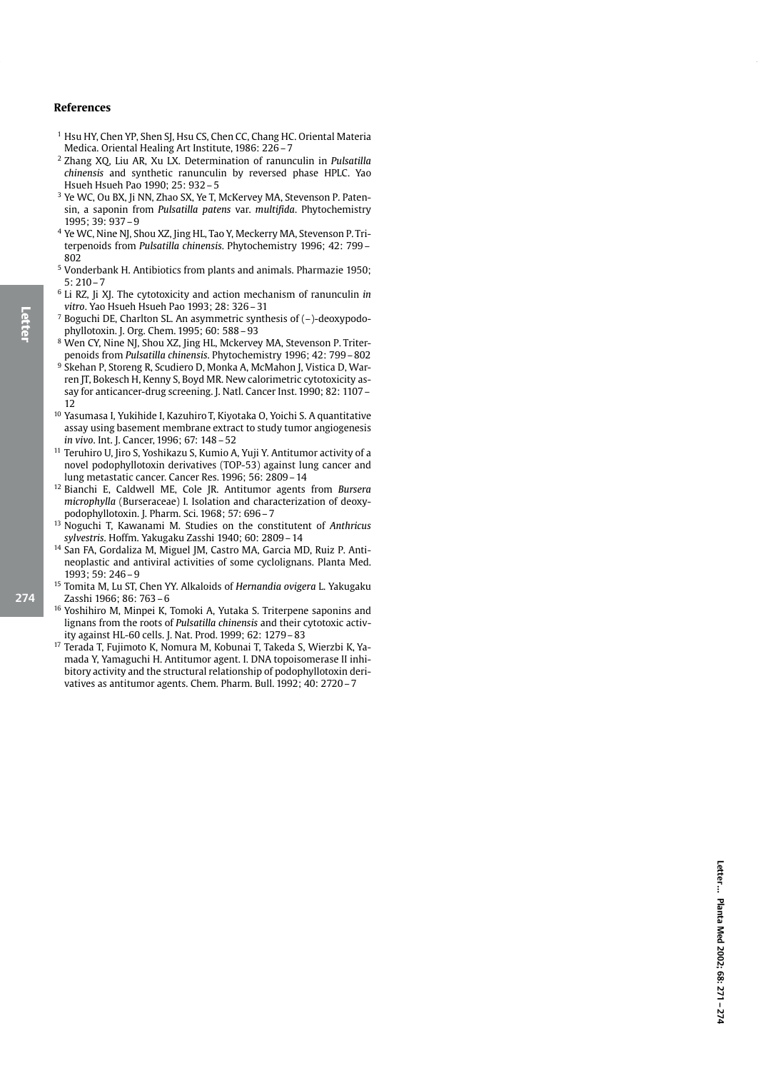## References

1. Hsu HY, Chen YP, Shen SJ, Hsu CS, Chen CC, Chang HC. Oriental Materia Medica. Oriental Healing Art Institute, 1986: 226 – 7
2. Zhang XQ, Liu AR, Xu LX. Determination of ranunculin in *Pulsatilla chinensis* and synthetic ranunculin by reversed phase HPLC. Yao Hsueh Hsueh Pao 1990; 25: 932 – 5
3. Ye WC, Ou BX, Ji NN, Zhao SX, Ye T, McKervey MA, Stevenson P. Patensin, a saponin from *Pulsatilla patens* var. *multifida*. Phytochemistry 1995; 39: 937 – 9
4. Ye WC, Nine NJ, Shou XZ, Jing HL, Tao Y, Meckerry MA, Stevenson P. Triterpenoids from *Pulsatilla chinensis*. Phytochemistry 1996; 42: 799 – 802
5. Vonderbank H. Antibiotics from plants and animals. Pharmazie 1950; 5: 210 – 7
6. Li RZ, Ji XJ. The cytotoxicity and action mechanism of ranunculin *in vitro*. Yao Hsueh Hsueh Pao 1993; 28: 326 – 31
7. Boguchi DE, Charlton SL. An asymmetric synthesis of (–)-deoxypodophyllotoxin. J. Org. Chem. 1995; 60: 588 – 93
8. Wen CY, Nine NJ, Shou XZ, Jing HL, Mckervey MA, Stevenson P. Triterpenoids from *Pulsatilla chinensis*. Phytochemistry 1996; 42: 799 – 802
9. Skehan P, Storeng R, Scudiero D, Monka A, McMahon J, Vistica D, Warren JT, Bokesch H, Kenny S, Boyd MR. New calorimetric cytotoxicity assay for anticancer-drug screening. J. Natl. Cancer Inst. 1990; 82: 1107 – 12
10. Yasumasa I, Yukihide I, Kazuhiro T, Kiyotaka O, Yoichi S. A quantitative assay using basement membrane extract to study tumor angiogenesis *in vivo*. Int. J. Cancer, 1996; 67: 148 – 52
11. Teruhiro U, Jiro S, Yoshikazu S, Kumio A, Yuji Y. Antitumor activity of a novel podophyllotoxin derivatives (TOP-53) against lung cancer and lung metastatic cancer. Cancer Res. 1996; 56: 2809 – 14
12. Bianchi E, Caldwell ME, Cole JR. Antitumor agents from *Bursera microphylla* (Burseraceae) I. Isolation and characterization of deoxypodophyllotoxin. J. Pharm. Sci. 1968; 57: 696 – 7
13. Noguchi T, Kawanami M. Studies on the constitutent of *Anthricus sylvestris*. Hoffm. Yakugaku Zasshi 1940; 60: 2809 – 14
14. San FA, Gordaliza M, Miguel JM, Castro MA, Garcia MD, Ruiz P. Antineoplastic and antiviral activities of some cyclolignans. Planta Med. 1993; 59: 246 – 9
15. Tomita M, Lu ST, Chen YY. Alkaloids of *Hernandia ovigera* L. Yakugaku Zasshi 1966; 86: 763 – 6
16. Yoshihiro M, Minpei K, Tomoki A, Yutaka S. Triterpene saponins and lignans from the roots of *Pulsatilla chinensis* and their cytotoxic activity against HL-60 cells. J. Nat. Prod. 1999; 62: 1279 – 83
17. Terada T, Fujimoto K, Nomura M, Kobunai T, Takeda S, Wierzbi K, Yamada Y, Yamaguchi H. Antitumor agent. I. DNA topoisomerase II inhibitory activity and the structural relationship of podophyllotoxin derivatives as antitumor agents. Chem. Pharm. Bull. 1992; 40: 2720 – 7